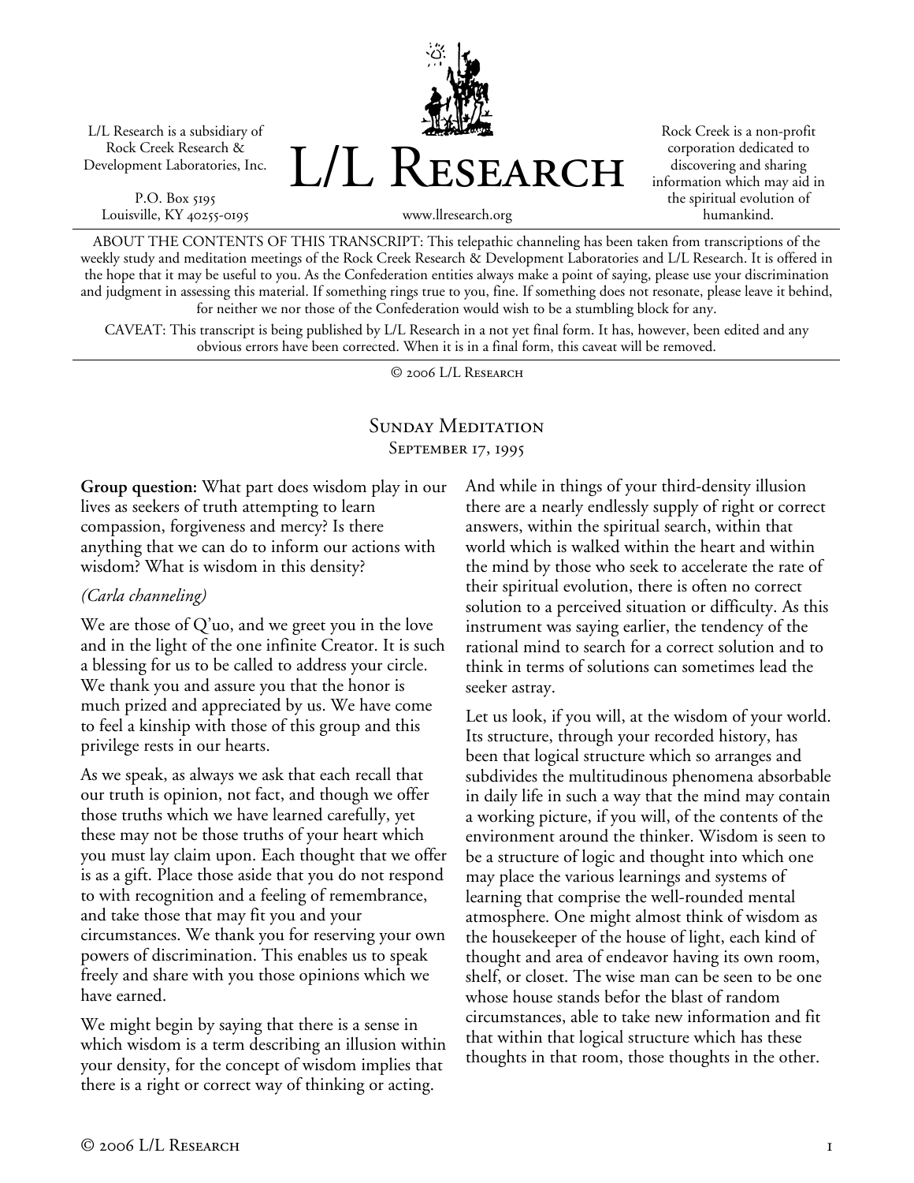L/L Research is a subsidiary of Rock Creek Research & Development Laboratories, Inc.

P.O. Box 5195
Louisville, KY 40255-0195

# L/L Research

www.llresearch.org

Rock Creek is a non-profit corporation dedicated to discovering and sharing information which may aid in the spiritual evolution of humankind.

ABOUT THE CONTENTS OF THIS TRANSCRIPT: This telepathic channeling has been taken from transcriptions of the weekly study and meditation meetings of the Rock Creek Research & Development Laboratories and L/L Research. It is offered in the hope that it may be useful to you. As the Confederation entities always make a point of saying, please use your discrimination and judgment in assessing this material. If something rings true to you, fine. If something does not resonate, please leave it behind, for neither we nor those of the Confederation would wish to be a stumbling block for any.

CAVEAT: This transcript is being published by L/L Research in a not yet final form. It has, however, been edited and any obvious errors have been corrected. When it is in a final form, this caveat will be removed.

© 2006 L/L Research

## Sunday Meditation
September 17, 1995

**Group question:** What part does wisdom play in our lives as seekers of truth attempting to learn compassion, forgiveness and mercy? Is there anything that we can do to inform our actions with wisdom? What is wisdom in this density?

*(Carla channeling)*

We are those of Q'uo, and we greet you in the love and in the light of the one infinite Creator. It is such a blessing for us to be called to address your circle. We thank you and assure you that the honor is much prized and appreciated by us. We have come to feel a kinship with those of this group and this privilege rests in our hearts.

As we speak, as always we ask that each recall that our truth is opinion, not fact, and though we offer those truths which we have learned carefully, yet these may not be those truths of your heart which you must lay claim upon. Each thought that we offer is as a gift. Place those aside that you do not respond to with recognition and a feeling of remembrance, and take those that may fit you and your circumstances. We thank you for reserving your own powers of discrimination. This enables us to speak freely and share with you those opinions which we have earned.

We might begin by saying that there is a sense in which wisdom is a term describing an illusion within your density, for the concept of wisdom implies that there is a right or correct way of thinking or acting. And while in things of your third-density illusion there are a nearly endlessly supply of right or correct answers, within the spiritual search, within that world which is walked within the heart and within the mind by those who seek to accelerate the rate of their spiritual evolution, there is often no correct solution to a perceived situation or difficulty. As this instrument was saying earlier, the tendency of the rational mind to search for a correct solution and to think in terms of solutions can sometimes lead the seeker astray.

Let us look, if you will, at the wisdom of your world. Its structure, through your recorded history, has been that logical structure which so arranges and subdivides the multitudinous phenomena absorbable in daily life in such a way that the mind may contain a working picture, if you will, of the contents of the environment around the thinker. Wisdom is seen to be a structure of logic and thought into which one may place the various learnings and systems of learning that comprise the well-rounded mental atmosphere. One might almost think of wisdom as the housekeeper of the house of light, each kind of thought and area of endeavor having its own room, shelf, or closet. The wise man can be seen to be one whose house stands befor the blast of random circumstances, able to take new information and fit that within that logical structure which has these thoughts in that room, those thoughts in the other.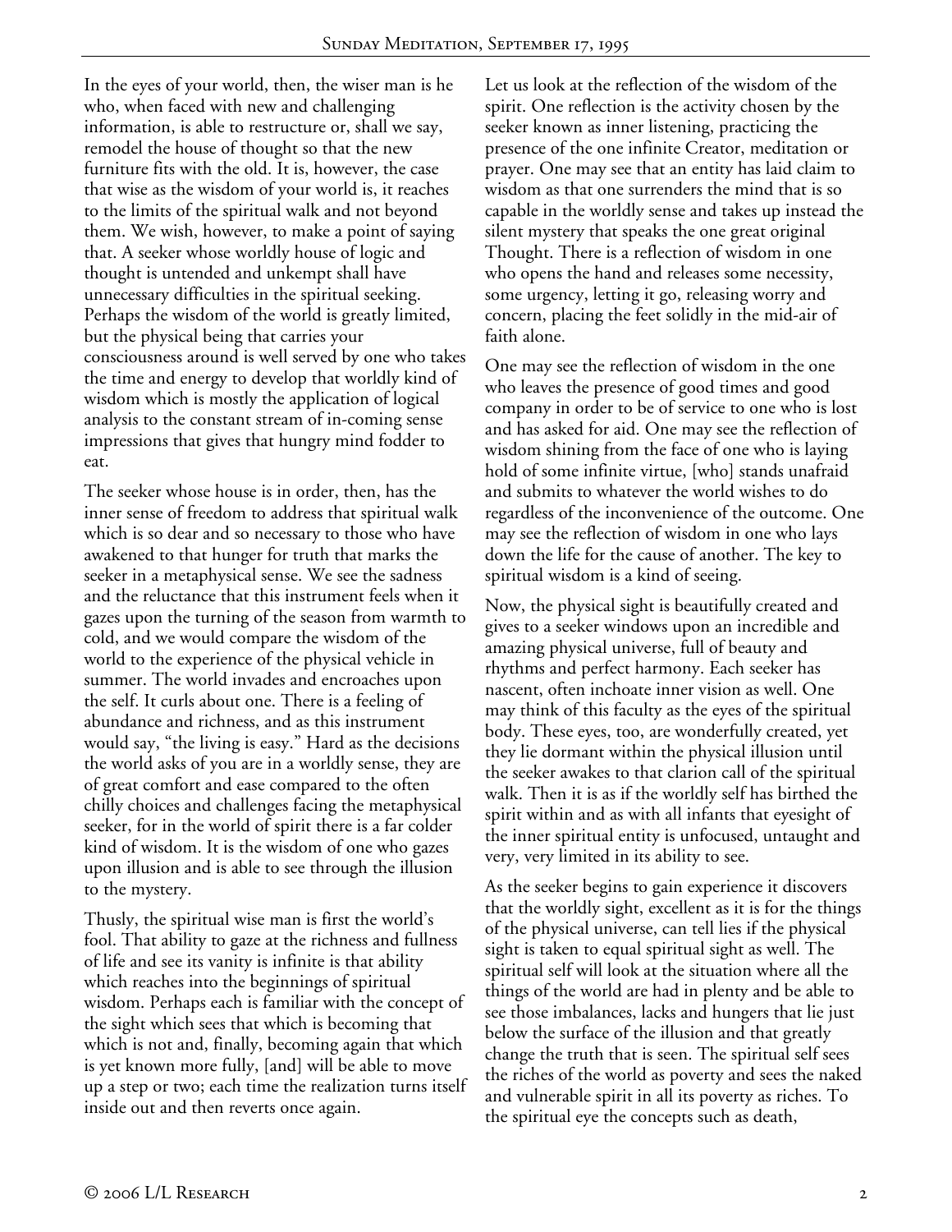In the eyes of your world, then, the wiser man is he who, when faced with new and challenging information, is able to restructure or, shall we say, remodel the house of thought so that the new furniture fits with the old. It is, however, the case that wise as the wisdom of your world is, it reaches to the limits of the spiritual walk and not beyond them. We wish, however, to make a point of saying that. A seeker whose worldly house of logic and thought is untended and unkempt shall have unnecessary difficulties in the spiritual seeking. Perhaps the wisdom of the world is greatly limited, but the physical being that carries your consciousness around is well served by one who takes the time and energy to develop that worldly kind of wisdom which is mostly the application of logical analysis to the constant stream of in-coming sense impressions that gives that hungry mind fodder to eat.

The seeker whose house is in order, then, has the inner sense of freedom to address that spiritual walk which is so dear and so necessary to those who have awakened to that hunger for truth that marks the seeker in a metaphysical sense. We see the sadness and the reluctance that this instrument feels when it gazes upon the turning of the season from warmth to cold, and we would compare the wisdom of the world to the experience of the physical vehicle in summer. The world invades and encroaches upon the self. It curls about one. There is a feeling of abundance and richness, and as this instrument would say, "the living is easy." Hard as the decisions the world asks of you are in a worldly sense, they are of great comfort and ease compared to the often chilly choices and challenges facing the metaphysical seeker, for in the world of spirit there is a far colder kind of wisdom. It is the wisdom of one who gazes upon illusion and is able to see through the illusion to the mystery.

Thusly, the spiritual wise man is first the world's fool. That ability to gaze at the richness and fullness of life and see its vanity is infinite is that ability which reaches into the beginnings of spiritual wisdom. Perhaps each is familiar with the concept of the sight which sees that which is becoming that which is not and, finally, becoming again that which is yet known more fully, [and] will be able to move up a step or two; each time the realization turns itself inside out and then reverts once again.

Let us look at the reflection of the wisdom of the spirit. One reflection is the activity chosen by the seeker known as inner listening, practicing the presence of the one infinite Creator, meditation or prayer. One may see that an entity has laid claim to wisdom as that one surrenders the mind that is so capable in the worldly sense and takes up instead the silent mystery that speaks the one great original Thought. There is a reflection of wisdom in one who opens the hand and releases some necessity, some urgency, letting it go, releasing worry and concern, placing the feet solidly in the mid-air of faith alone.

One may see the reflection of wisdom in the one who leaves the presence of good times and good company in order to be of service to one who is lost and has asked for aid. One may see the reflection of wisdom shining from the face of one who is laying hold of some infinite virtue, [who] stands unafraid and submits to whatever the world wishes to do regardless of the inconvenience of the outcome. One may see the reflection of wisdom in one who lays down the life for the cause of another. The key to spiritual wisdom is a kind of seeing.

Now, the physical sight is beautifully created and gives to a seeker windows upon an incredible and amazing physical universe, full of beauty and rhythms and perfect harmony. Each seeker has nascent, often inchoate inner vision as well. One may think of this faculty as the eyes of the spiritual body. These eyes, too, are wonderfully created, yet they lie dormant within the physical illusion until the seeker awakes to that clarion call of the spiritual walk. Then it is as if the worldly self has birthed the spirit within and as with all infants that eyesight of the inner spiritual entity is unfocused, untaught and very, very limited in its ability to see.

As the seeker begins to gain experience it discovers that the worldly sight, excellent as it is for the things of the physical universe, can tell lies if the physical sight is taken to equal spiritual sight as well. The spiritual self will look at the situation where all the things of the world are had in plenty and be able to see those imbalances, lacks and hungers that lie just below the surface of the illusion and that greatly change the truth that is seen. The spiritual self sees the riches of the world as poverty and sees the naked and vulnerable spirit in all its poverty as riches. To the spiritual eye the concepts such as death,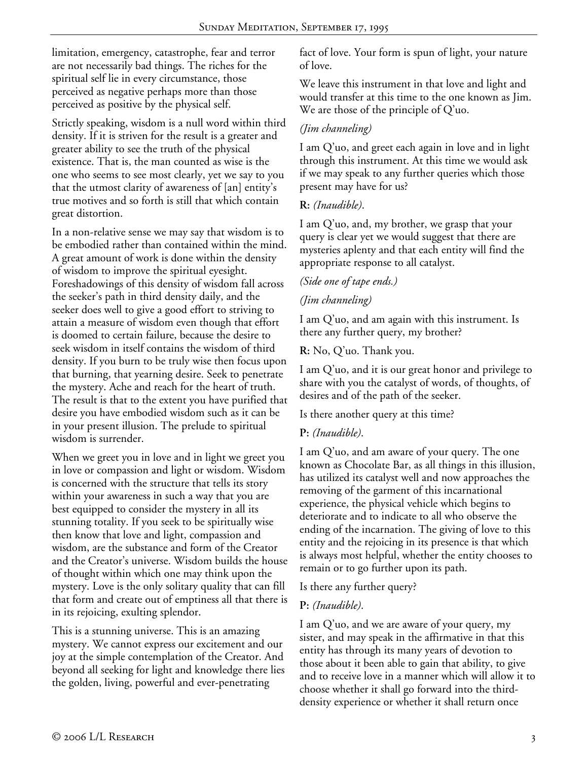limitation, emergency, catastrophe, fear and terror are not necessarily bad things. The riches for the spiritual self lie in every circumstance, those perceived as negative perhaps more than those perceived as positive by the physical self.

Strictly speaking, wisdom is a null word within third density. If it is striven for the result is a greater and greater ability to see the truth of the physical existence. That is, the man counted as wise is the one who seems to see most clearly, yet we say to you that the utmost clarity of awareness of [an] entity's true motives and so forth is still that which contain great distortion.

In a non-relative sense we may say that wisdom is to be embodied rather than contained within the mind. A great amount of work is done within the density of wisdom to improve the spiritual eyesight. Foreshadowings of this density of wisdom fall across the seeker's path in third density daily, and the seeker does well to give a good effort to striving to attain a measure of wisdom even though that effort is doomed to certain failure, because the desire to seek wisdom in itself contains the wisdom of third density. If you burn to be truly wise then focus upon that burning, that yearning desire. Seek to penetrate the mystery. Ache and reach for the heart of truth. The result is that to the extent you have purified that desire you have embodied wisdom such as it can be in your present illusion. The prelude to spiritual wisdom is surrender.

When we greet you in love and in light we greet you in love or compassion and light or wisdom. Wisdom is concerned with the structure that tells its story within your awareness in such a way that you are best equipped to consider the mystery in all its stunning totality. If you seek to be spiritually wise then know that love and light, compassion and wisdom, are the substance and form of the Creator and the Creator's universe. Wisdom builds the house of thought within which one may think upon the mystery. Love is the only solitary quality that can fill that form and create out of emptiness all that there is in its rejoicing, exulting splendor.

This is a stunning universe. This is an amazing mystery. We cannot express our excitement and our joy at the simple contemplation of the Creator. And beyond all seeking for light and knowledge there lies the golden, living, powerful and ever-penetrating fact of love. Your form is spun of light, your nature of love.

We leave this instrument in that love and light and would transfer at this time to the one known as Jim. We are those of the principle of Q'uo.

*(Jim channeling)*

I am Q'uo, and greet each again in love and in light through this instrument. At this time we would ask if we may speak to any further queries which those present may have for us?

**R:** *(Inaudible).*

I am Q'uo, and, my brother, we grasp that your query is clear yet we would suggest that there are mysteries aplenty and that each entity will find the appropriate response to all catalyst.

*(Side one of tape ends.)*

*(Jim channeling)*

I am Q'uo, and am again with this instrument. Is there any further query, my brother?

**R:** No, Q'uo. Thank you.

I am Q'uo, and it is our great honor and privilege to share with you the catalyst of words, of thoughts, of desires and of the path of the seeker.

Is there another query at this time?

**P:** *(Inaudible).*

I am Q'uo, and am aware of your query. The one known as Chocolate Bar, as all things in this illusion, has utilized its catalyst well and now approaches the removing of the garment of this incarnational experience, the physical vehicle which begins to deteriorate and to indicate to all who observe the ending of the incarnation. The giving of love to this entity and the rejoicing in its presence is that which is always most helpful, whether the entity chooses to remain or to go further upon its path.

Is there any further query?

**P:** *(Inaudible).*

I am Q'uo, and we are aware of your query, my sister, and may speak in the affirmative in that this entity has through its many years of devotion to those about it been able to gain that ability, to give and to receive love in a manner which will allow it to choose whether it shall go forward into the third-density experience or whether it shall return once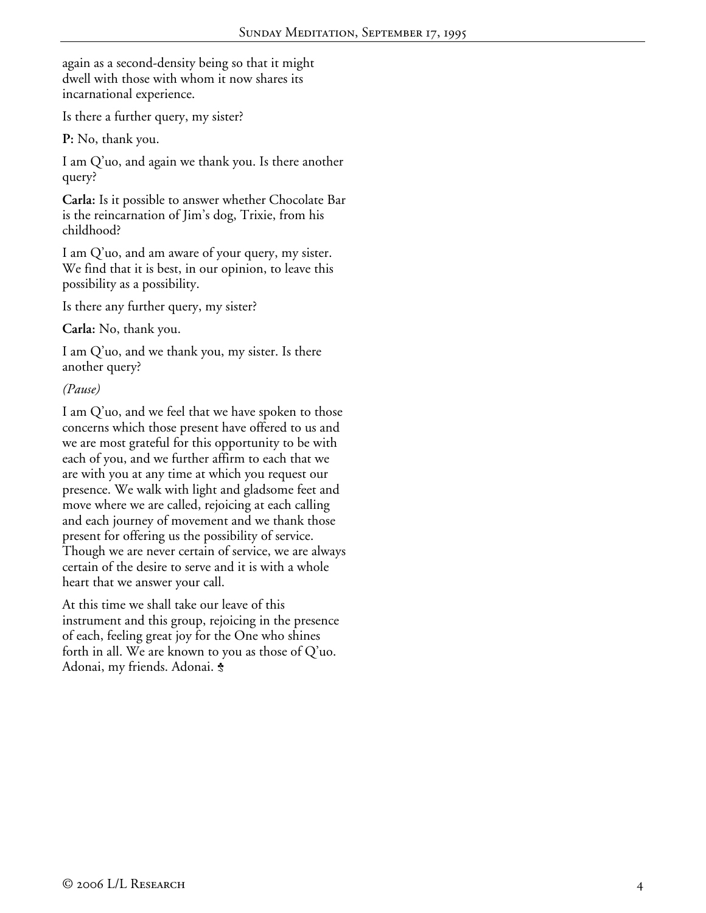again as a second-density being so that it might dwell with those with whom it now shares its incarnational experience.

Is there a further query, my sister?

**P:** No, thank you.

I am Q'uo, and again we thank you. Is there another query?

**Carla:** Is it possible to answer whether Chocolate Bar is the reincarnation of Jim's dog, Trixie, from his childhood?

I am Q'uo, and am aware of your query, my sister. We find that it is best, in our opinion, to leave this possibility as a possibility.

Is there any further query, my sister?

**Carla:** No, thank you.

I am Q'uo, and we thank you, my sister. Is there another query?

*(Pause)*

I am Q'uo, and we feel that we have spoken to those concerns which those present have offered to us and we are most grateful for this opportunity to be with each of you, and we further affirm to each that we are with you at any time at which you request our presence. We walk with light and gladsome feet and move where we are called, rejoicing at each calling and each journey of movement and we thank those present for offering us the possibility of service. Though we are never certain of service, we are always certain of the desire to serve and it is with a whole heart that we answer your call.

At this time we shall take our leave of this instrument and this group, rejoicing in the presence of each, feeling great joy for the One who shines forth in all. We are known to you as those of Q'uo. Adonai, my friends. Adonai.